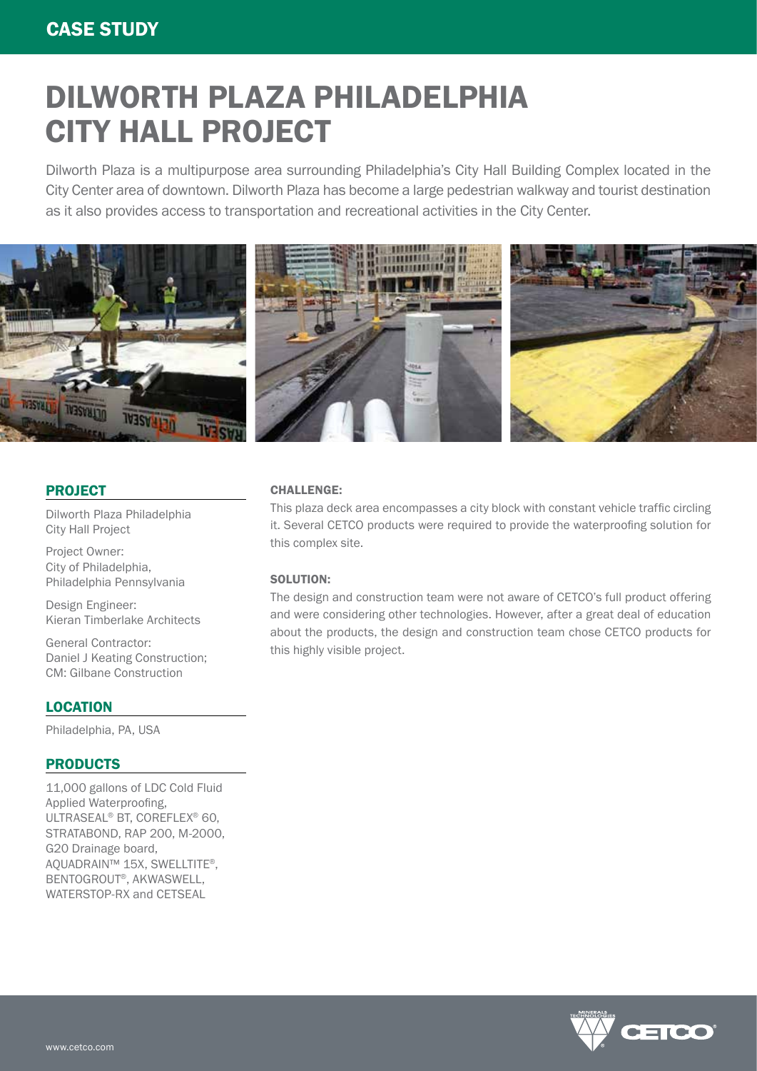CASE STUDY

# DILWORTH PLAZA PHILADELPHIA CITY HALL PROJECT

Dilworth Plaza is a multipurpose area surrounding Philadelphia's City Hall Building Complex located in the City Center area of downtown. Dilworth Plaza has become a large pedestrian walkway and tourist destination as it also provides access to transportation and recreational activities in the City Center.

## PROJECT

Dilworth Plaza Philadelphia City Hall Project

Project Owner:
City of Philadelphia, Philadelphia Pennsylvania

Design Engineer:
Kieran Timberlake Architects

General Contractor:
Daniel J Keating Construction;
CM: Gilbane Construction

## LOCATION

Philadelphia, PA, USA

## PRODUCTS

11,000 gallons of LDC Cold Fluid Applied Waterproofing, ULTRASEAL® BT, COREFLEX® 60, STRATABOND, RAP 200, M-2000, G20 Drainage board, AQUADRAIN™ 15X, SWELLTITE®, BENTOGROUT®, AKWASWELL, WATERSTOP-RX and CETSEAL

### CHALLENGE:

This plaza deck area encompasses a city block with constant vehicle traffic circling it. Several CETCO products were required to provide the waterproofing solution for this complex site.

### SOLUTION:

The design and construction team were not aware of CETCO's full product offering and were considering other technologies. However, after a great deal of education about the products, the design and construction team chose CETCO products for this highly visible project.

www.cetco.com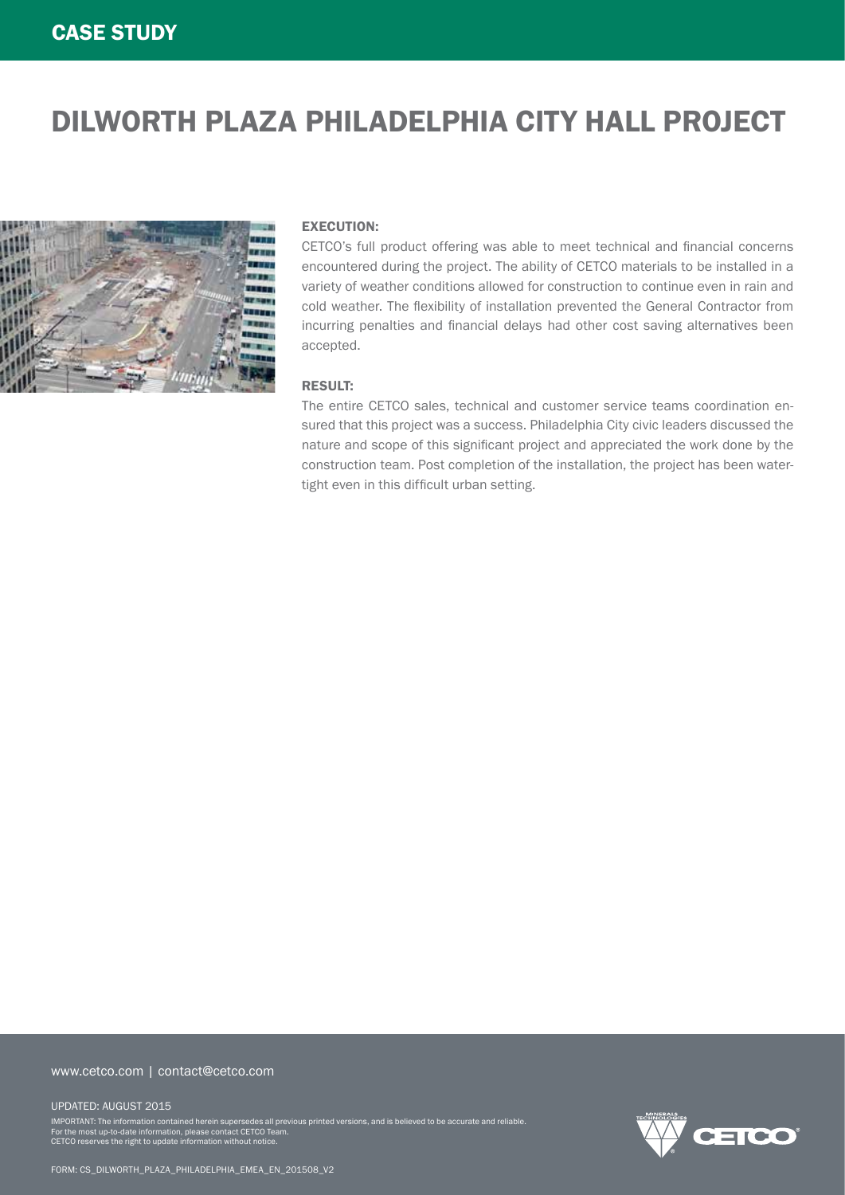# DILWORTH PLAZA PHILADELPHIA CITY HALL PROJECT

### EXECUTION:

CETCO's full product offering was able to meet technical and financial concerns encountered during the project. The ability of CETCO materials to be installed in a variety of weather conditions allowed for construction to continue even in rain and cold weather. The flexibility of installation prevented the General Contractor from incurring penalties and financial delays had other cost saving alternatives been accepted.

### RESULT:

The entire CETCO sales, technical and customer service teams coordination ensured that this project was a success. Philadelphia City civic leaders discussed the nature and scope of this significant project and appreciated the work done by the construction team. Post completion of the installation, the project has been watertight even in this difficult urban setting.

www.cetco.com | contact@cetco.com

UPDATED: AUGUST 2015

IMPORTANT: The information contained herein supersedes all previous printed versions, and is believed to be accurate and reliable. For the most up-to-date information, please contact CETCO Team. CETCO reserves the right to update information without notice.

FORM: CS_DILWORTH_PLAZA_PHILADELPHIA_EMEA_EN_201508_V2